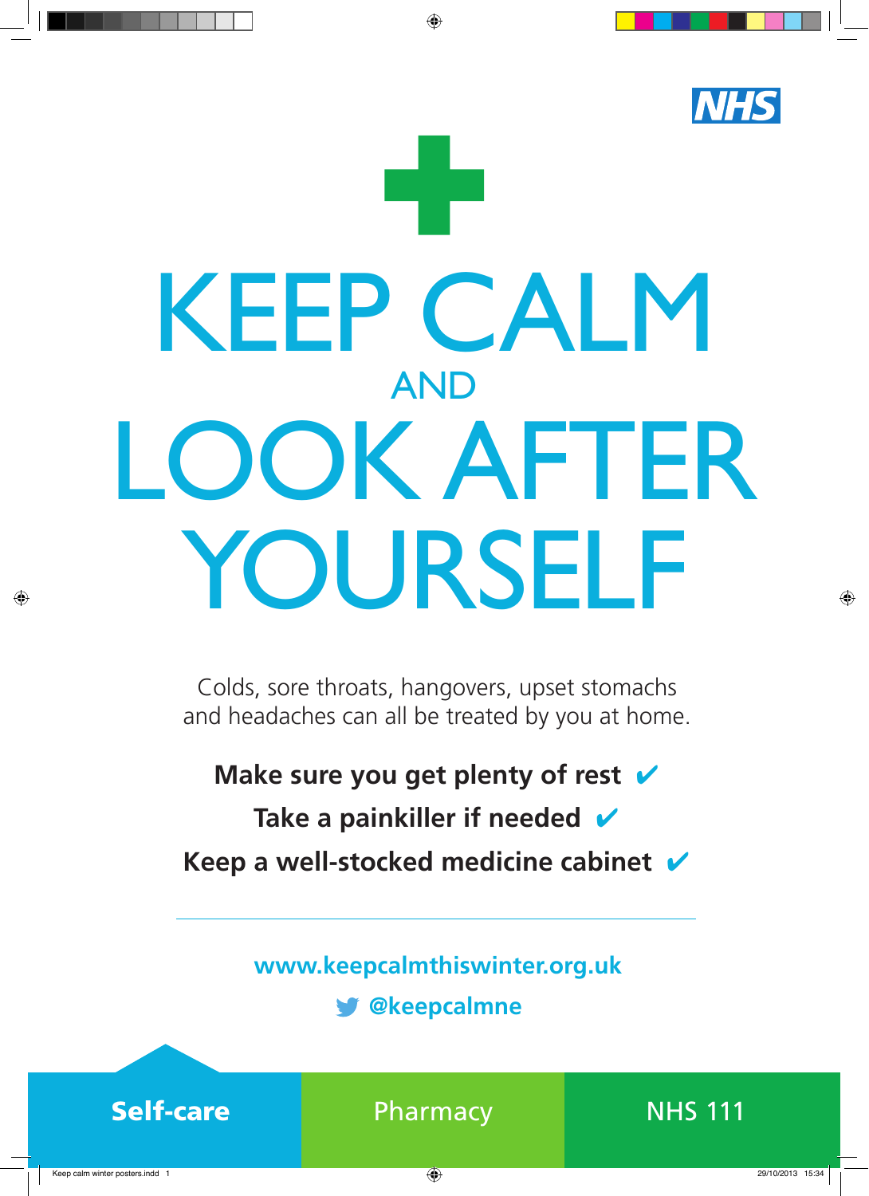NHS

# KEEP CALM AND LOOK AFTER YOURSELF

Colds, sore throats, hangovers, upset stomachs and headaches can all be treated by you at home.

**Make sure you get plenty of rest ✔**

**Take a painkiller if needed ✔**

**Keep a well-stocked medicine cabinet ✔**

---

**www.keepcalmthiswinter.org.uk**

**@keepcalmne**

**Self-care** | Pharmacy | NHS 111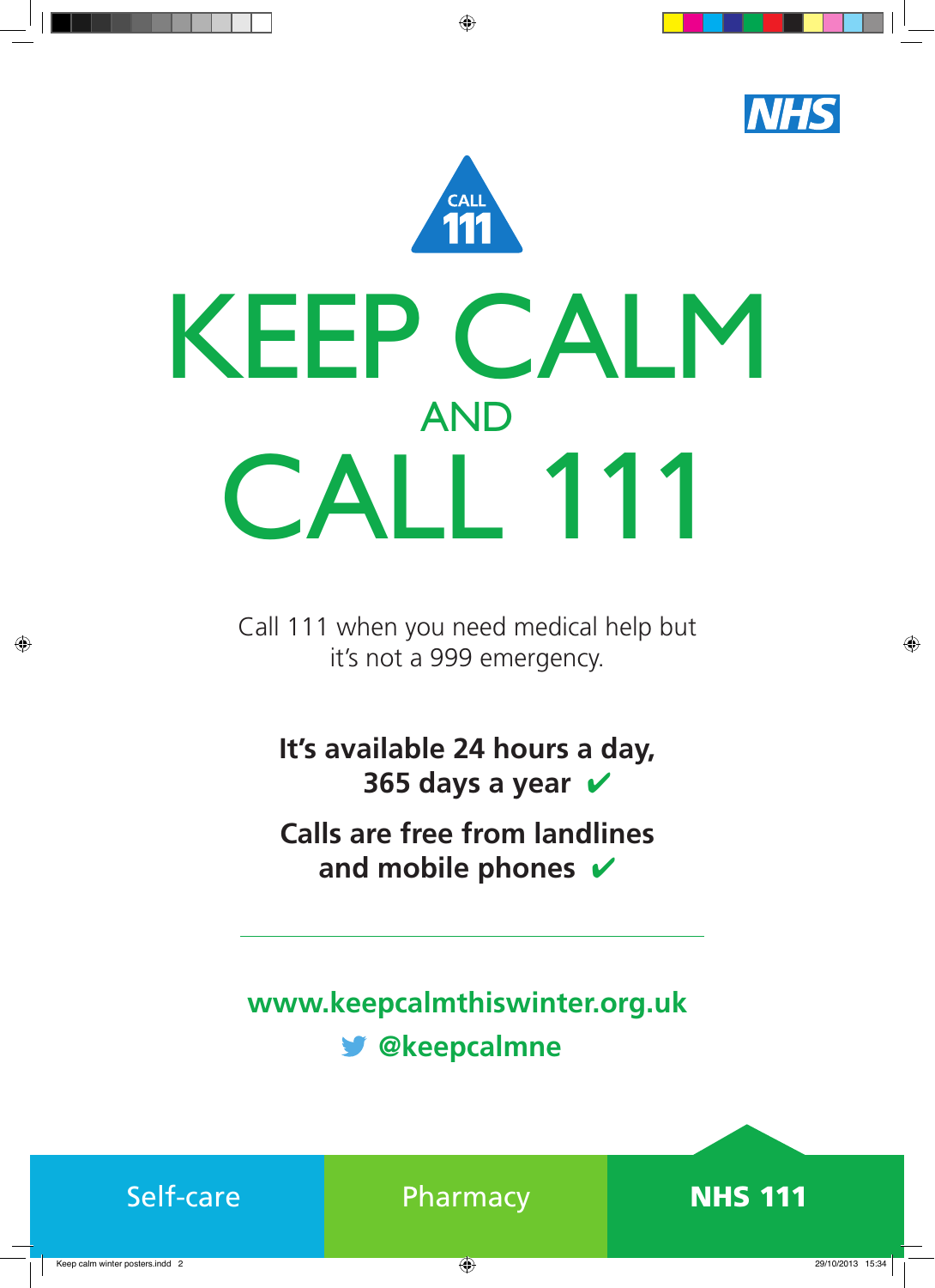NHS

CALL 111

# KEEP CALM
## AND
# CALL 111

Call 111 when you need medical help but it's not a 999 emergency.

**It's available 24 hours a day, 365 days a year ✔**

**Calls are free from landlines and mobile phones ✔**

---

**www.keepcalmthiswinter.org.uk**

**@keepcalmne**

Self-care | Pharmacy | **NHS 111**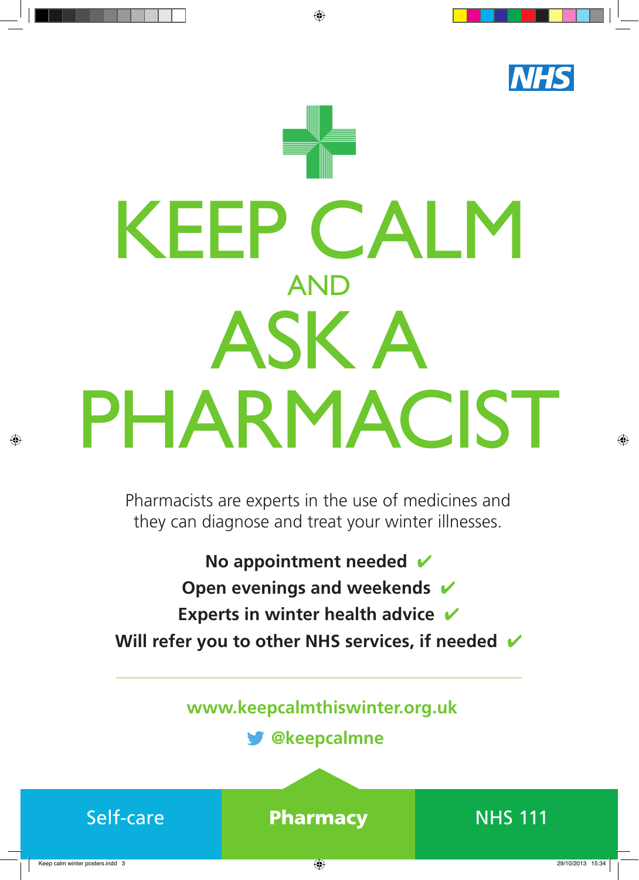NHS

# KEEP CALM

AND

# ASK A PHARMACIST

Pharmacists are experts in the use of medicines and they can diagnose and treat your winter illnesses.

**No appointment needed** ✔

**Open evenings and weekends** ✔

**Experts in winter health advice** ✔

**Will refer you to other NHS services, if needed** ✔

---

**www.keepcalmthiswinter.org.uk**

**@keepcalmne**

| Self-care | **Pharmacy** | NHS 111 |
|---|---|---|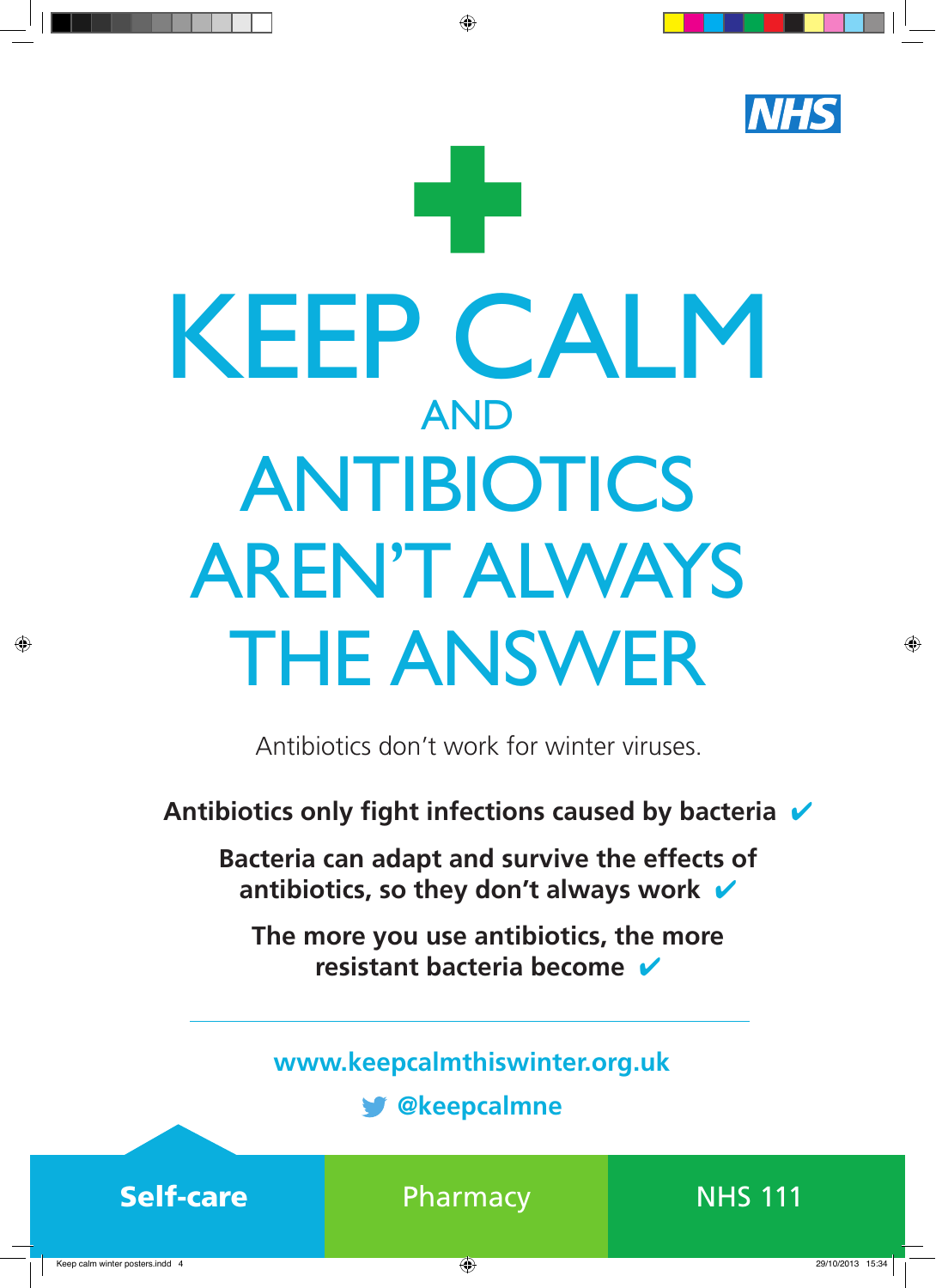NHS

# KEEP CALM

AND

# ANTIBIOTICS AREN'T ALWAYS THE ANSWER

Antibiotics don't work for winter viruses.

**Antibiotics only fight infections caused by bacteria ✔**

**Bacteria can adapt and survive the effects of antibiotics, so they don't always work ✔**

**The more you use antibiotics, the more resistant bacteria become ✔**

---

**www.keepcalmthiswinter.org.uk**

**@keepcalmne**

**Self-care** | Pharmacy | NHS 111